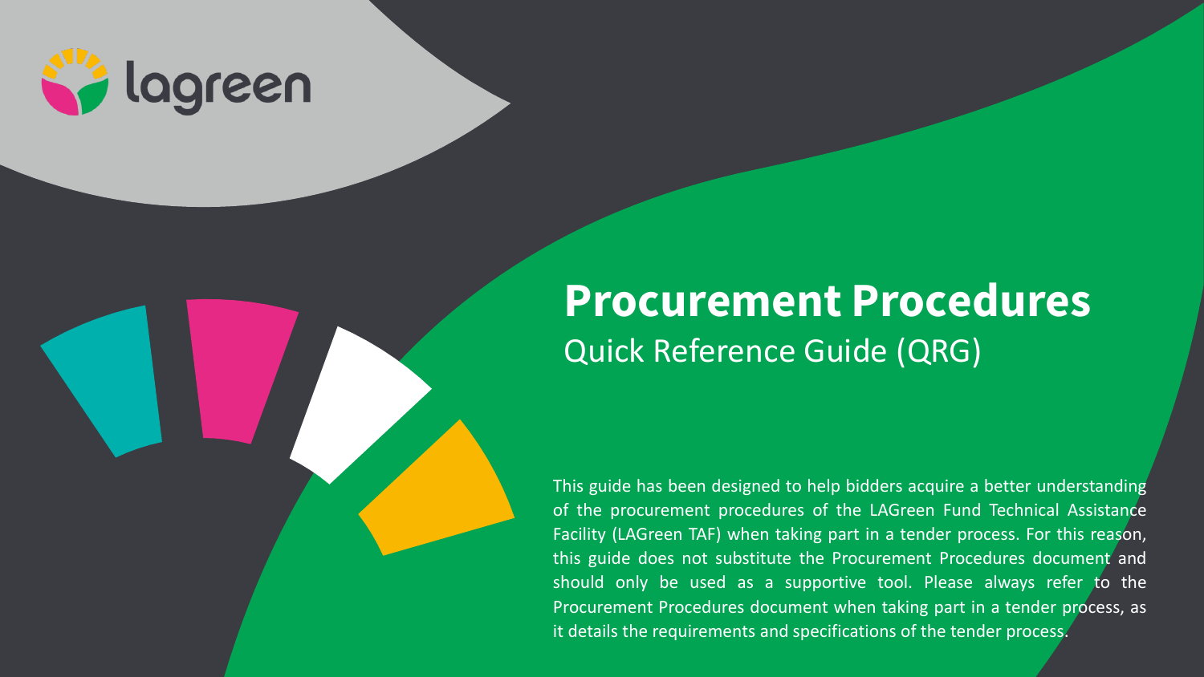lagreen

# Procurement Procedures

## Quick Reference Guide (QRG)

This guide has been designed to help bidders acquire a better understanding of the procurement procedures of the LAGreen Fund Technical Assistance Facility (LAGreen TAF) when taking part in a tender process. For this reason, this guide does not substitute the Procurement Procedures document and should only be used as a supportive tool. Please always refer to the Procurement Procedures document when taking part in a tender process, as it details the requirements and specifications of the tender process.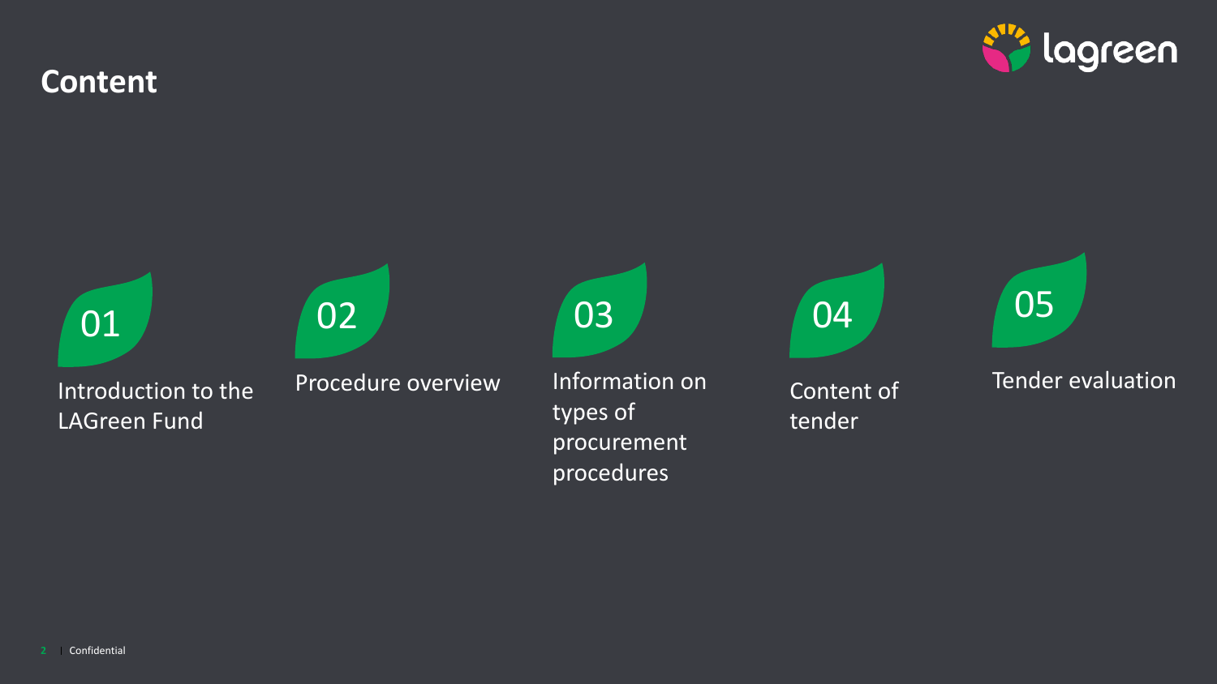# Content

01 Introduction to the LAGreen Fund

02 Procedure overview

03 Information on types of procurement procedures

04 Content of tender

05 Tender evaluation

Confidential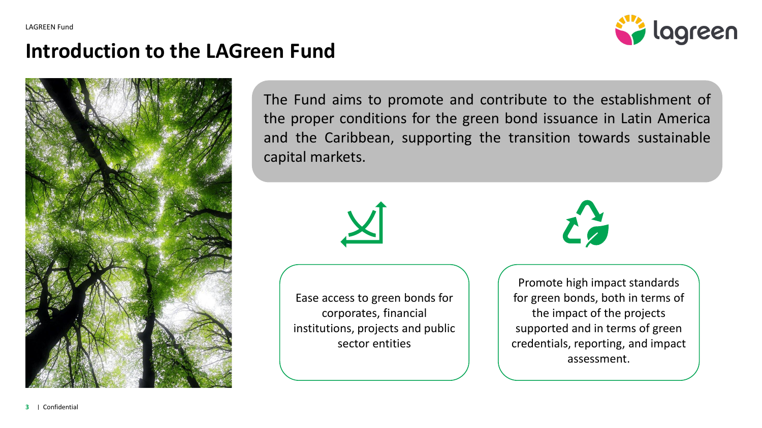# Introduction to the LAGreen Fund

The Fund aims to promote and contribute to the establishment of the proper conditions for the green bond issuance in Latin America and the Caribbean, supporting the transition towards sustainable capital markets.

Ease access to green bonds for corporates, financial institutions, projects and public sector entities

Promote high impact standards for green bonds, both in terms of the impact of the projects supported and in terms of green credentials, reporting, and impact assessment.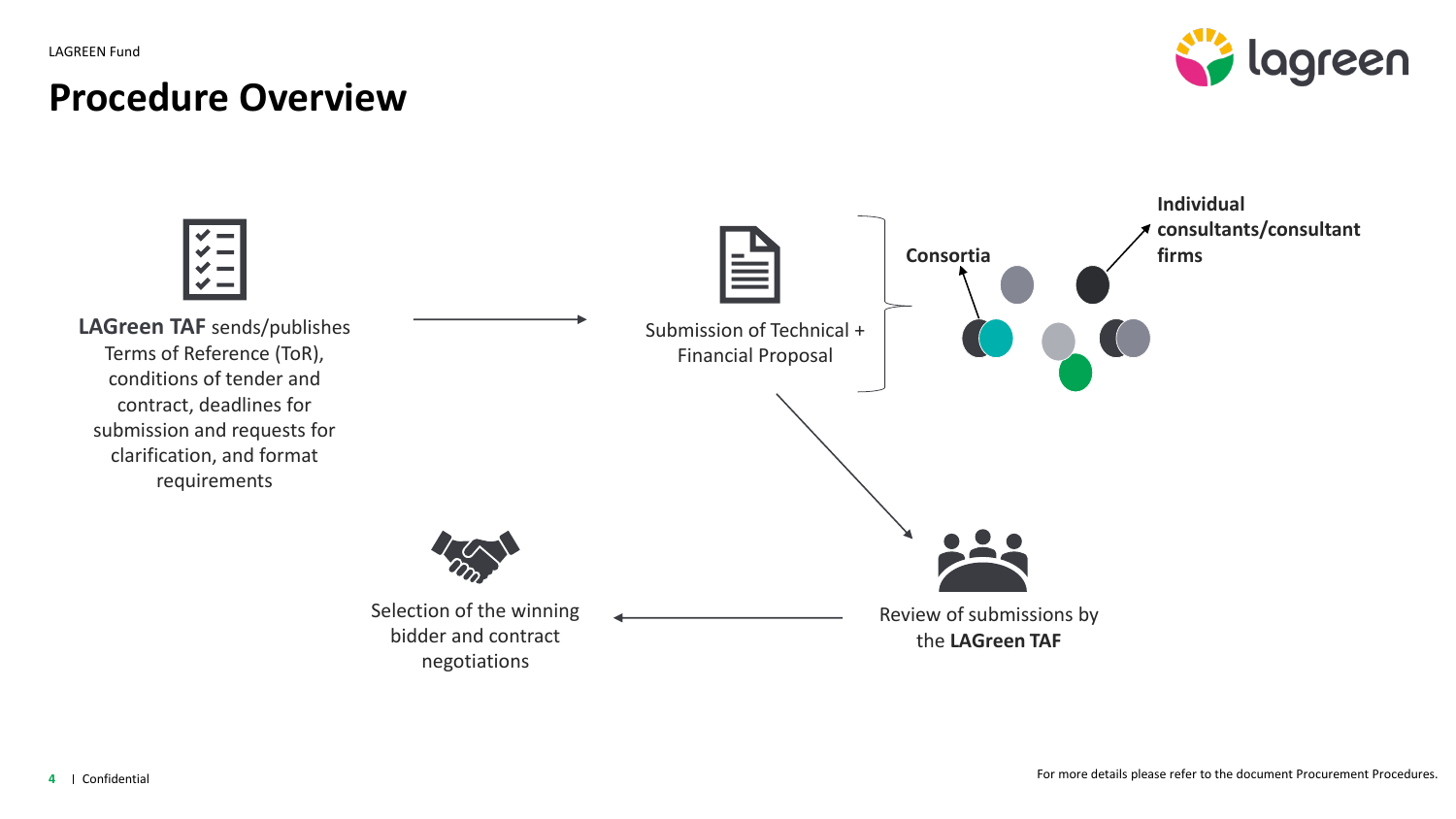# Procedure Overview

**LAGreen TAF** sends/publishes Terms of Reference (ToR), conditions of tender and contract, deadlines for submission and requests for clarification, and format requirements

Submission of Technical + Financial Proposal

**Consortia**

**Individual consultants/consultant firms**

Review of submissions by the **LAGreen TAF**

Selection of the winning bidder and contract negotiations

For more details please refer to the document Procurement Procedures.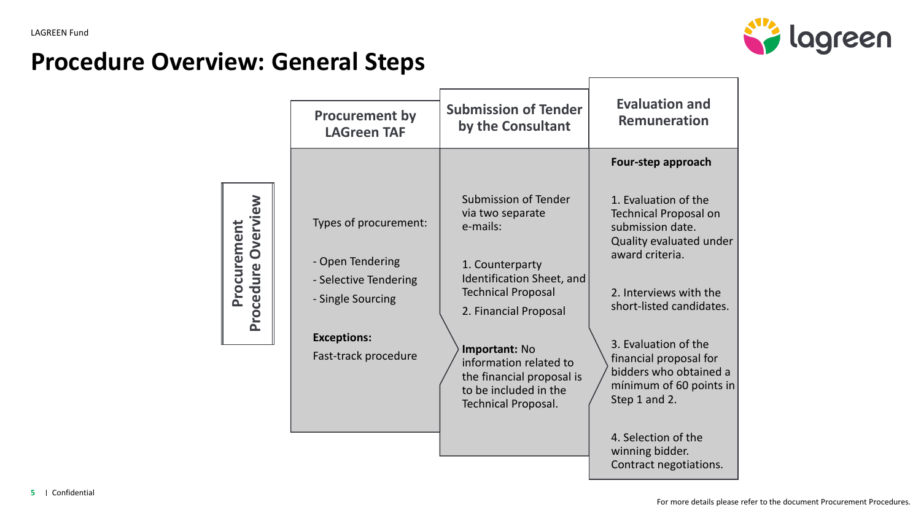# Procedure Overview: General Steps

**Procurement Procedure Overview**

## Procurement by LAGreen TAF

Types of procurement:

- Open Tendering
- Selective Tendering
- Single Sourcing

**Exceptions:**

Fast-track procedure

## Submission of Tender by the Consultant

Submission of Tender via two separate e-mails:

1. Counterparty Identification Sheet, and Technical Proposal
2. Financial Proposal

**Important:** No information related to the financial proposal is to be included in the Technical Proposal.

## Evaluation and Remuneration

**Four-step approach**

1. Evaluation of the Technical Proposal on submission date. Quality evaluated under award criteria.
2. Interviews with the short-listed candidates.
3. Evaluation of the financial proposal for bidders who obtained a mínimum of 60 points in Step 1 and 2.
4. Selection of the winning bidder. Contract negotiations.

For more details please refer to the document Procurement Procedures.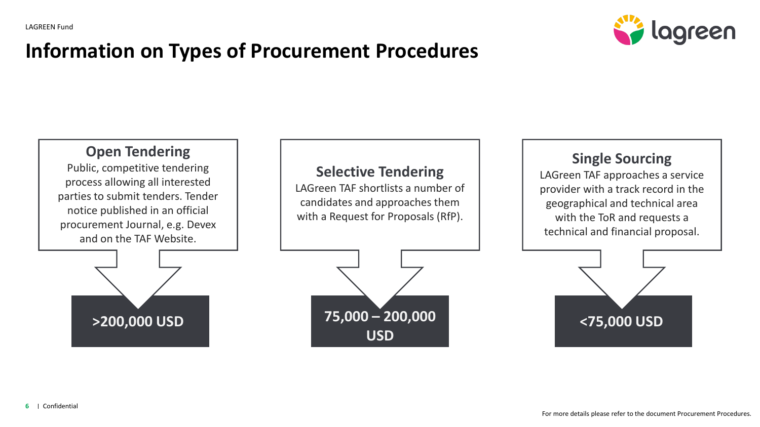# Information on Types of Procurement Procedures

### Open Tendering

Public, competitive tendering process allowing all interested parties to submit tenders. Tender notice published in an official procurement Journal, e.g. Devex and on the TAF Website.

**>200,000 USD**

### Selective Tendering

LAGreen TAF shortlists a number of candidates and approaches them with a Request for Proposals (RfP).

**75,000 – 200,000 USD**

### Single Sourcing

LAGreen TAF approaches a service provider with a track record in the geographical and technical area with the ToR and requests a technical and financial proposal.

**<75,000 USD**

For more details please refer to the document Procurement Procedures.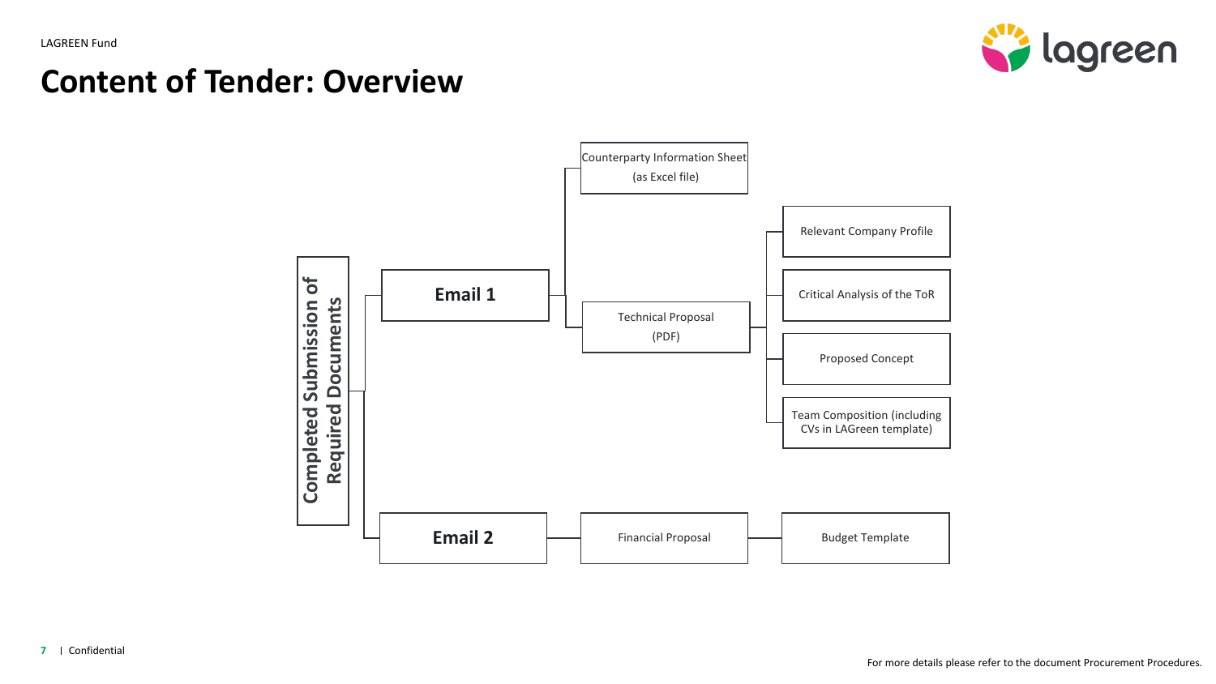# Content of Tender: Overview

**Completed Submission of Required Documents**

- **Email 1**
  - Counterparty Information Sheet (as Excel file)
  - Technical Proposal (PDF)
    - Relevant Company Profile
    - Critical Analysis of the ToR
    - Proposed Concept
    - Team Composition (including CVs in LAGreen template)
- **Email 2**
  - Financial Proposal
    - Budget Template

For more details please refer to the document Procurement Procedures.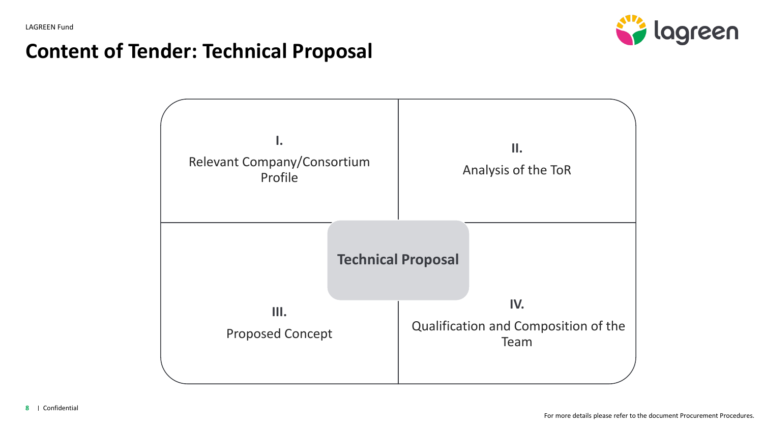# Content of Tender: Technical Proposal

**Technical Proposal**

**I.**
Relevant Company/Consortium Profile

**II.**
Analysis of the ToR

**III.**
Proposed Concept

**IV.**
Qualification and Composition of the Team

For more details please refer to the document Procurement Procedures.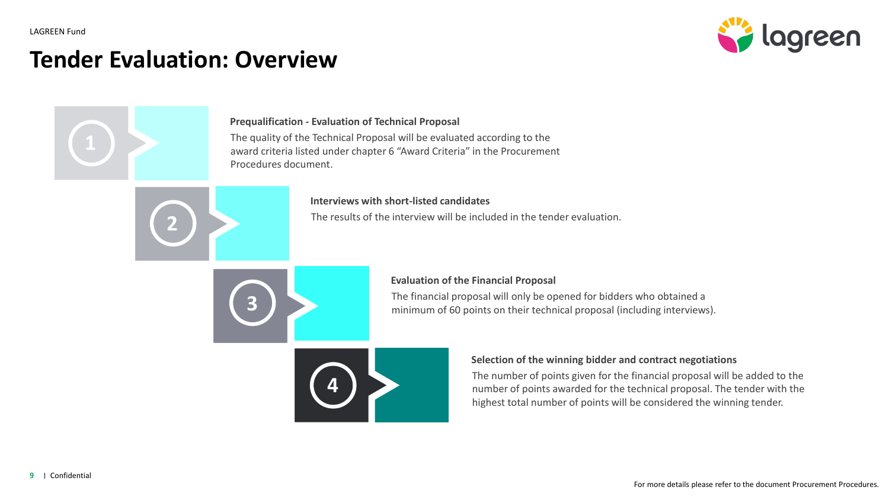# Tender Evaluation: Overview

1. **Prequalification - Evaluation of Technical Proposal**
   The quality of the Technical Proposal will be evaluated according to the award criteria listed under chapter 6 "Award Criteria" in the Procurement Procedures document.

2. **Interviews with short-listed candidates**
   The results of the interview will be included in the tender evaluation.

3. **Evaluation of the Financial Proposal**
   The financial proposal will only be opened for bidders who obtained a minimum of 60 points on their technical proposal (including interviews).

4. **Selection of the winning bidder and contract negotiations**
   The number of points given for the financial proposal will be added to the number of points awarded for the technical proposal. The tender with the highest total number of points will be considered the winning tender.

For more details please refer to the document Procurement Procedures.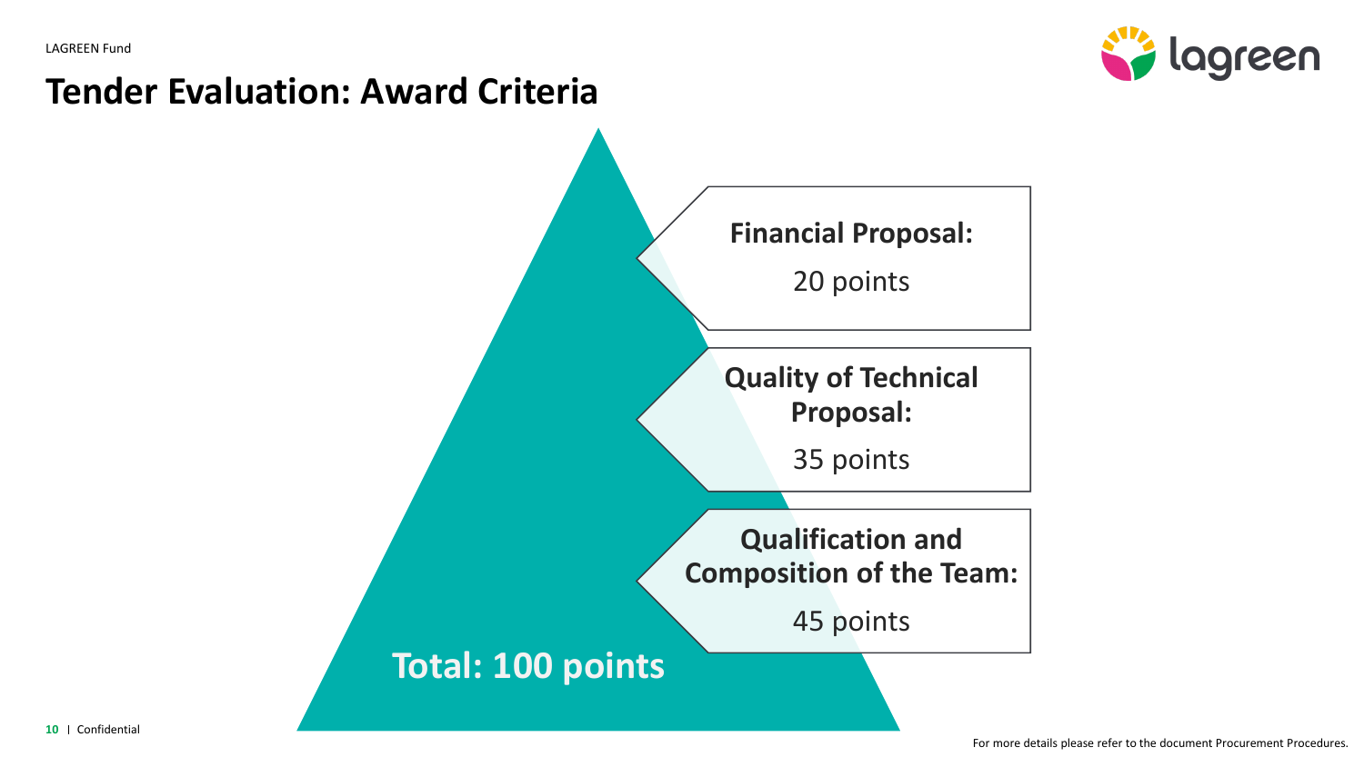# Tender Evaluation: Award Criteria

**Financial Proposal:**

20 points

**Quality of Technical Proposal:**

35 points

**Qualification and Composition of the Team:**

45 points

**Total: 100 points**

For more details please refer to the document Procurement Procedures.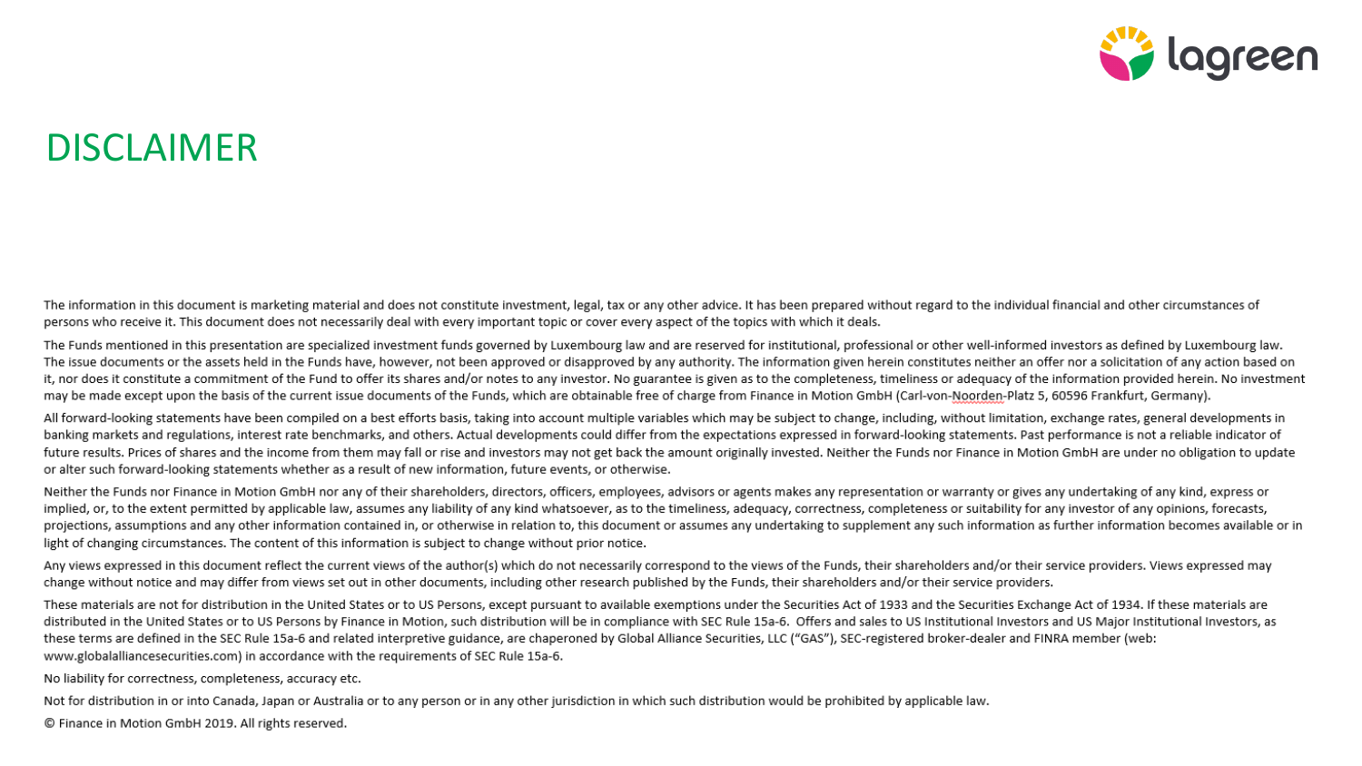# DISCLAIMER

The information in this document is marketing material and does not constitute investment, legal, tax or any other advice. It has been prepared without regard to the individual financial and other circumstances of persons who receive it. This document does not necessarily deal with every important topic or cover every aspect of the topics with which it deals.

The Funds mentioned in this presentation are specialized investment funds governed by Luxembourg law and are reserved for institutional, professional or other well-informed investors as defined by Luxembourg law. The issue documents or the assets held in the Funds have, however, not been approved or disapproved by any authority. The information given herein constitutes neither an offer nor a solicitation of any action based on it, nor does it constitute a commitment of the Fund to offer its shares and/or notes to any investor. No guarantee is given as to the completeness, timeliness or adequacy of the information provided herein. No investment may be made except upon the basis of the current issue documents of the Funds, which are obtainable free of charge from Finance in Motion GmbH (Carl-von-Noorden-Platz 5, 60596 Frankfurt, Germany).

All forward-looking statements have been compiled on a best efforts basis, taking into account multiple variables which may be subject to change, including, without limitation, exchange rates, general developments in banking markets and regulations, interest rate benchmarks, and others. Actual developments could differ from the expectations expressed in forward-looking statements. Past performance is not a reliable indicator of future results. Prices of shares and the income from them may fall or rise and investors may not get back the amount originally invested. Neither the Funds nor Finance in Motion GmbH are under no obligation to update or alter such forward-looking statements whether as a result of new information, future events, or otherwise.

Neither the Funds nor Finance in Motion GmbH nor any of their shareholders, directors, officers, employees, advisors or agents makes any representation or warranty or gives any undertaking of any kind, express or implied, or, to the extent permitted by applicable law, assumes any liability of any kind whatsoever, as to the timeliness, adequacy, correctness, completeness or suitability for any investor of any opinions, forecasts, projections, assumptions and any other information contained in, or otherwise in relation to, this document or assumes any undertaking to supplement any such information as further information becomes available or in light of changing circumstances. The content of this information is subject to change without prior notice.

Any views expressed in this document reflect the current views of the author(s) which do not necessarily correspond to the views of the Funds, their shareholders and/or their service providers. Views expressed may change without notice and may differ from views set out in other documents, including other research published by the Funds, their shareholders and/or their service providers.

These materials are not for distribution in the United States or to US Persons, except pursuant to available exemptions under the Securities Act of 1933 and the Securities Exchange Act of 1934. If these materials are distributed in the United States or to US Persons by Finance in Motion, such distribution will be in compliance with SEC Rule 15a-6. Offers and sales to US Institutional Investors and US Major Institutional Investors, as these terms are defined in the SEC Rule 15a-6 and related interpretive guidance, are chaperoned by Global Alliance Securities, LLC ("GAS"), SEC-registered broker-dealer and FINRA member (web: www.globalalliancesecurities.com) in accordance with the requirements of SEC Rule 15a-6.

No liability for correctness, completeness, accuracy etc.

Not for distribution in or into Canada, Japan or Australia or to any person or in any other jurisdiction in which such distribution would be prohibited by applicable law.

© Finance in Motion GmbH 2019. All rights reserved.